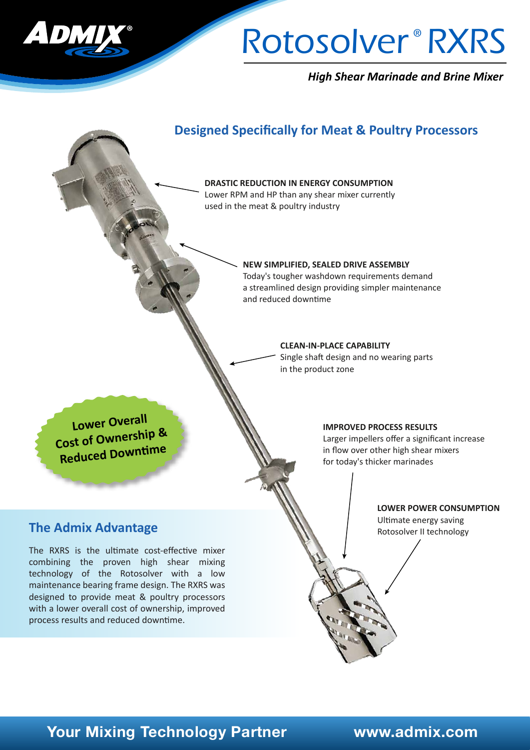# Rotosolver® RXRS

***High Shear Marinade and Brine Mixer***

## Designed Specifically for Meat & Poultry Processors

**DRASTIC REDUCTION IN ENERGY CONSUMPTION**
Lower RPM and HP than any shear mixer currently used in the meat & poultry industry

**NEW SIMPLIFIED, SEALED DRIVE ASSEMBLY**
Today's tougher washdown requirements demand a streamlined design providing simpler maintenance and reduced downtime

**CLEAN-IN-PLACE CAPABILITY**
Single shaft design and no wearing parts in the product zone

**IMPROVED PROCESS RESULTS**
Larger impellers offer a significant increase in flow over other high shear mixers for today's thicker marinades

**LOWER POWER CONSUMPTION**
Ultimate energy saving Rotosolver II technology

**Lower Overall Cost of Ownership & Reduced Downtime**

## The Admix Advantage

The RXRS is the ultimate cost-effective mixer combining the proven high shear mixing technology of the Rotosolver with a low maintenance bearing frame design. The RXRS was designed to provide meat & poultry processors with a lower overall cost of ownership, improved process results and reduced downtime.

**Your Mixing Technology Partner** www.admix.com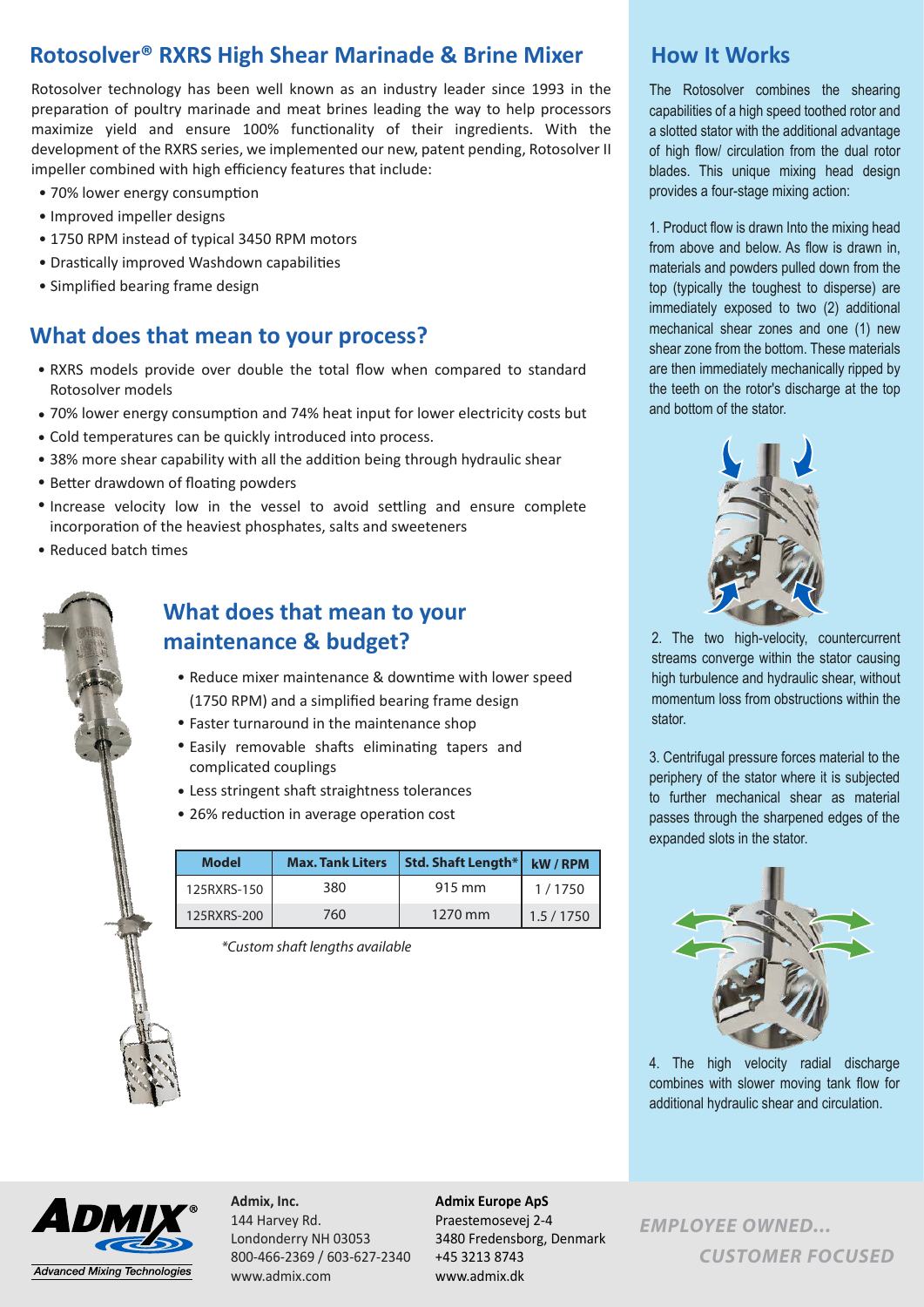## Rotosolver® RXRS High Shear Marinade & Brine Mixer

Rotosolver technology has been well known as an industry leader since 1993 in the preparation of poultry marinade and meat brines leading the way to help processors maximize yield and ensure 100% functionality of their ingredients. With the development of the RXRS series, we implemented our new, patent pending, Rotosolver II impeller combined with high efficiency features that include:

- 70% lower energy consumption
- Improved impeller designs
- 1750 RPM instead of typical 3450 RPM motors
- Drastically improved Washdown capabilities
- Simplified bearing frame design

## What does that mean to your process?

- RXRS models provide over double the total flow when compared to standard Rotosolver models
- 70% lower energy consumption and 74% heat input for lower electricity costs but
- Cold temperatures can be quickly introduced into process.
- 38% more shear capability with all the addition being through hydraulic shear
- Better drawdown of floating powders
- Increase velocity low in the vessel to avoid settling and ensure complete incorporation of the heaviest phosphates, salts and sweeteners
- Reduced batch times

## What does that mean to your maintenance & budget?

- Reduce mixer maintenance & downtime with lower speed (1750 RPM) and a simplified bearing frame design
- Faster turnaround in the maintenance shop
- Easily removable shafts eliminating tapers and complicated couplings
- Less stringent shaft straightness tolerances
- 26% reduction in average operation cost

| Model | Max. Tank Liters | Std. Shaft Length* | kW / RPM |
|---|---|---|---|
| 125RXRS-150 | 380 | 915 mm | 1 / 1750 |
| 125RXRS-200 | 760 | 1270 mm | 1.5 / 1750 |

*Custom shaft lengths available*

## How It Works

The Rotosolver combines the shearing capabilities of a high speed toothed rotor and a slotted stator with the additional advantage of high flow/ circulation from the dual rotor blades. This unique mixing head design provides a four-stage mixing action:

1. Product flow is drawn Into the mixing head from above and below. As flow is drawn in, materials and powders pulled down from the top (typically the toughest to disperse) are immediately exposed to two (2) additional mechanical shear zones and one (1) new shear zone from the bottom. These materials are then immediately mechanically ripped by the teeth on the rotor's discharge at the top and bottom of the stator.

2. The two high-velocity, countercurrent streams converge within the stator causing high turbulence and hydraulic shear, without momentum loss from obstructions within the stator.

3. Centrifugal pressure forces material to the periphery of the stator where it is subjected to further mechanical shear as material passes through the sharpened edges of the expanded slots in the stator.

4. The high velocity radial discharge combines with slower moving tank flow for additional hydraulic shear and circulation.

ADMIX®
Advanced Mixing Technologies

**Admix, Inc.**
144 Harvey Rd.
Londonderry NH 03053
800-466-2369 / 603-627-2340
www.admix.com

**Admix Europe ApS**
Praestemosevej 2-4
3480 Fredensborg, Denmark
+45 3213 8743
www.admix.dk

*EMPLOYEE OWNED... CUSTOMER FOCUSED*